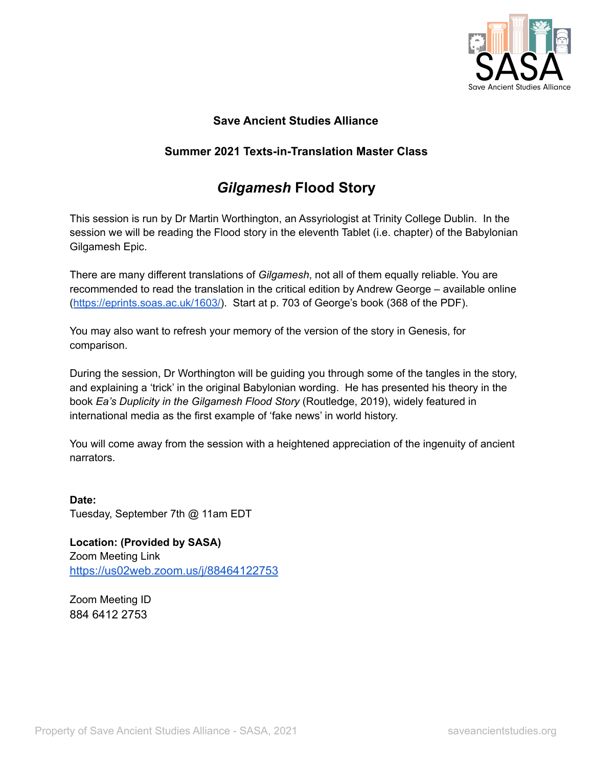**Save Ancient Studies Alliance**

**Summer 2021 Texts-in-Translation Master Class**

# *Gilgamesh* Flood Story

This session is run by Dr Martin Worthington, an Assyriologist at Trinity College Dublin. In the session we will be reading the Flood story in the eleventh Tablet (i.e. chapter) of the Babylonian Gilgamesh Epic.

There are many different translations of *Gilgamesh*, not all of them equally reliable. You are recommended to read the translation in the critical edition by Andrew George – available online (https://eprints.soas.ac.uk/1603/). Start at p. 703 of George's book (368 of the PDF).

You may also want to refresh your memory of the version of the story in Genesis, for comparison.

During the session, Dr Worthington will be guiding you through some of the tangles in the story, and explaining a 'trick' in the original Babylonian wording. He has presented his theory in the book *Ea's Duplicity in the Gilgamesh Flood Story* (Routledge, 2019), widely featured in international media as the first example of 'fake news' in world history.

You will come away from the session with a heightened appreciation of the ingenuity of ancient narrators.

**Date:**
Tuesday, September 7th @ 11am EDT

**Location: (Provided by SASA)**
Zoom Meeting Link
https://us02web.zoom.us/j/88464122753

Zoom Meeting ID
884 6412 2753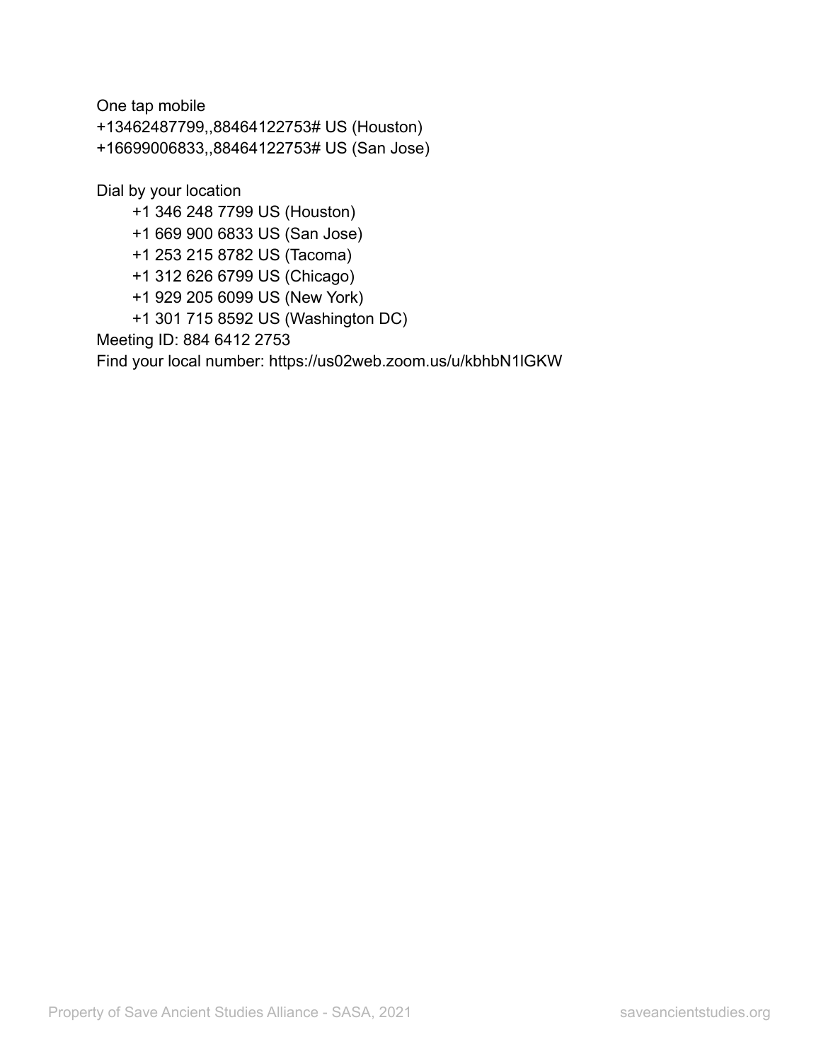One tap mobile
+13462487799,,88464122753# US (Houston)
+16699006833,,88464122753# US (San Jose)

Dial by your location

- +1 346 248 7799 US (Houston)
- +1 669 900 6833 US (San Jose)
- +1 253 215 8782 US (Tacoma)
- +1 312 626 6799 US (Chicago)
- +1 929 205 6099 US (New York)
- +1 301 715 8592 US (Washington DC)

Meeting ID: 884 6412 2753
Find your local number: https://us02web.zoom.us/u/kbhbN1lGKW